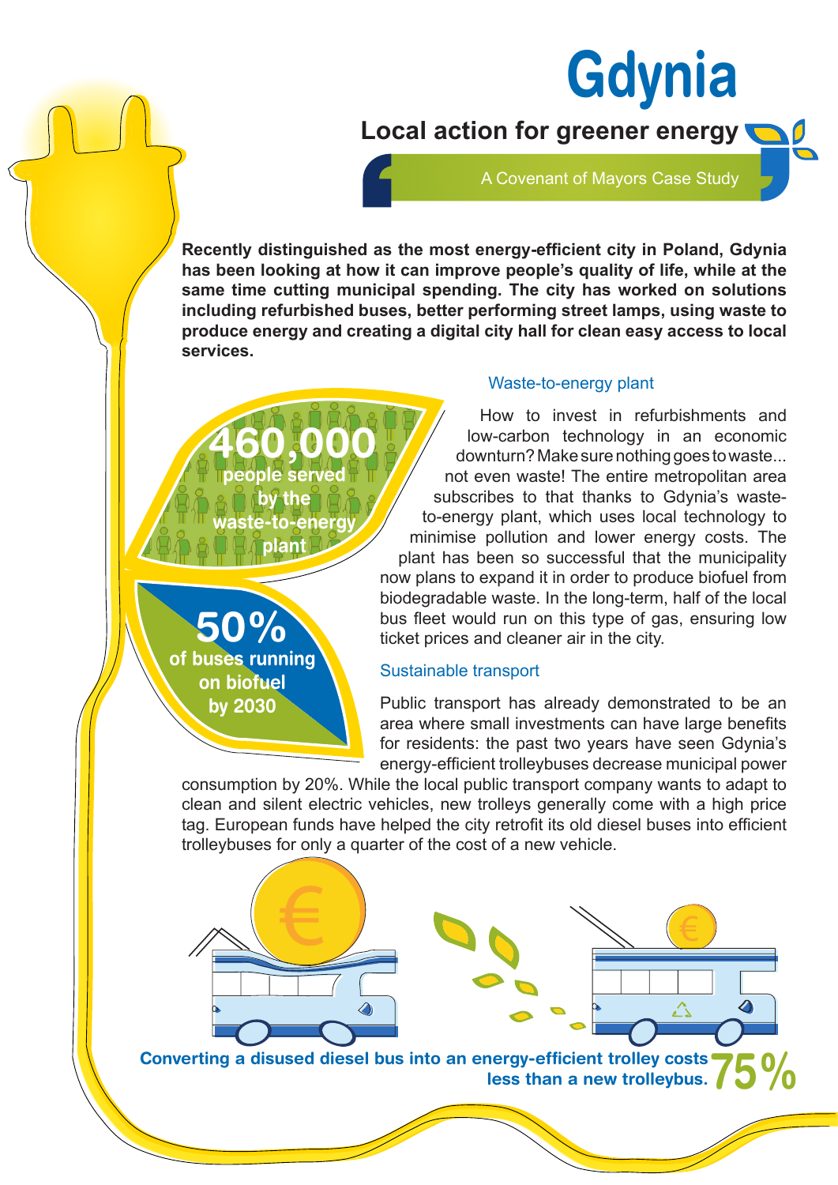# Gdynia

## Local action for greener energy

A Covenant of Mayors Case Study

**Recently distinguished as the most energy-efficient city in Poland, Gdynia has been looking at how it can improve people's quality of life, while at the same time cutting municipal spending. The city has worked on solutions including refurbished buses, better performing street lamps, using waste to produce energy and creating a digital city hall for clean easy access to local services.**

**460,000** people served by the waste-to-energy plant

**50%** of buses running on biofuel by 2030

### Waste-to-energy plant

How to invest in refurbishments and low-carbon technology in an economic downturn? Make sure nothing goes to waste... not even waste! The entire metropolitan area subscribes to that thanks to Gdynia's waste-to-energy plant, which uses local technology to minimise pollution and lower energy costs. The plant has been so successful that the municipality now plans to expand it in order to produce biofuel from biodegradable waste. In the long-term, half of the local bus fleet would run on this type of gas, ensuring low ticket prices and cleaner air in the city.

### Sustainable transport

Public transport has already demonstrated to be an area where small investments can have large benefits for residents: the past two years have seen Gdynia's energy-efficient trolleybuses decrease municipal power consumption by 20%. While the local public transport company wants to adapt to clean and silent electric vehicles, new trolleys generally come with a high price tag. European funds have helped the city retrofit its old diesel buses into efficient trolleybuses for only a quarter of the cost of a new vehicle.

**Converting a disused diesel bus into an energy-efficient trolley costs 75% less than a new trolleybus.**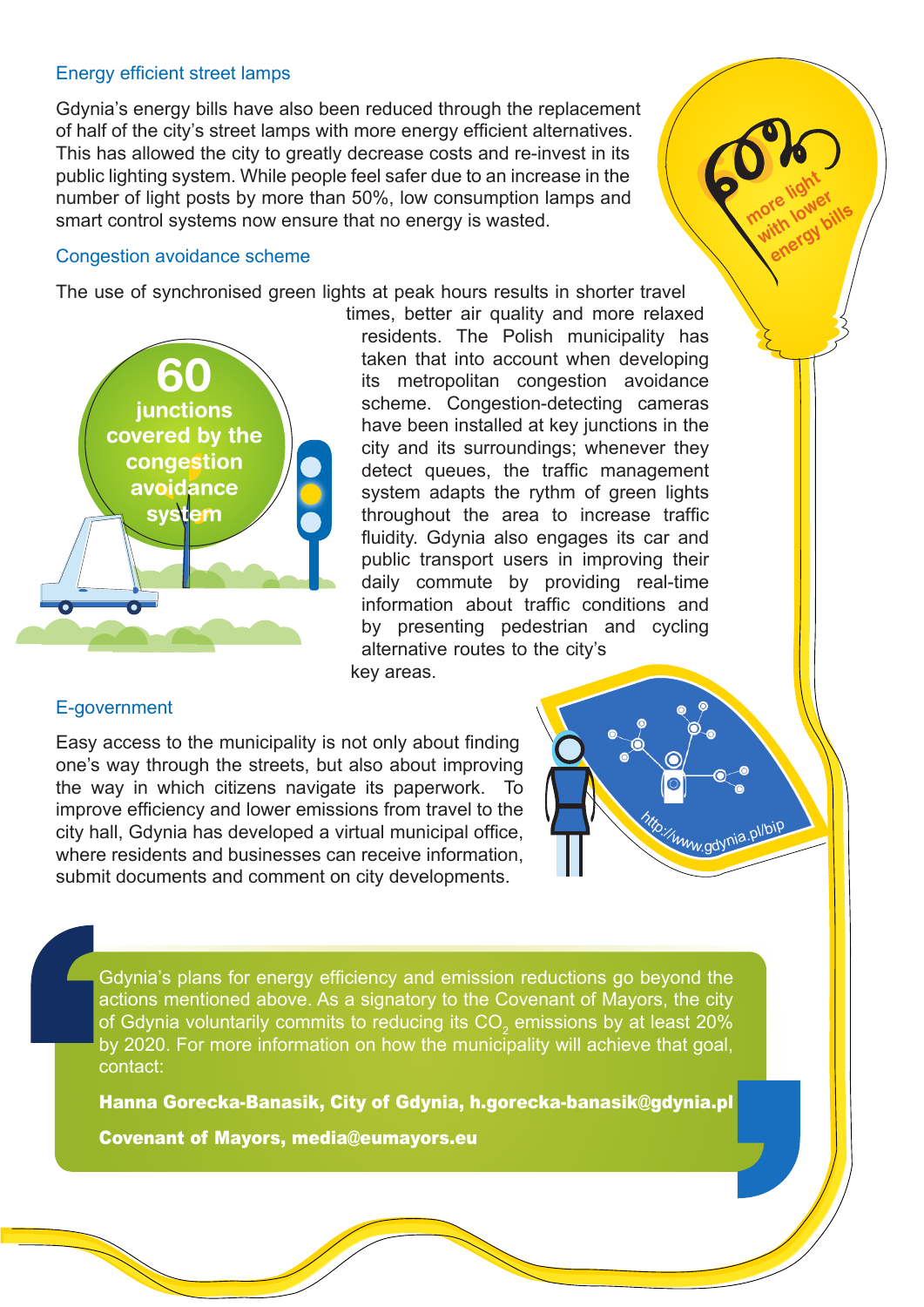### Energy efficient street lamps

Gdynia's energy bills have also been reduced through the replacement of half of the city's street lamps with more energy efficient alternatives. This has allowed the city to greatly decrease costs and re-invest in its public lighting system. While people feel safer due to an increase in the number of light posts by more than 50%, low consumption lamps and smart control systems now ensure that no energy is wasted.

60% more light with lower energy bills

### Congestion avoidance scheme

The use of synchronised green lights at peak hours results in shorter travel times, better air quality and more relaxed residents. The Polish municipality has taken that into account when developing its metropolitan congestion avoidance scheme. Congestion-detecting cameras have been installed at key junctions in the city and its surroundings; whenever they detect queues, the traffic management system adapts the rythm of green lights throughout the area to increase traffic fluidity. Gdynia also engages its car and public transport users in improving their daily commute by providing real-time information about traffic conditions and by presenting pedestrian and cycling alternative routes to the city's key areas.

60 junctions covered by the congestion avoidance system

### E-government

Easy access to the municipality is not only about finding one's way through the streets, but also about improving the way in which citizens navigate its paperwork. To improve efficiency and lower emissions from travel to the city hall, Gdynia has developed a virtual municipal office, where residents and businesses can receive information, submit documents and comment on city developments.

http://www.gdynia.pl/bip

Gdynia's plans for energy efficiency and emission reductions go beyond the actions mentioned above. As a signatory to the Covenant of Mayors, the city of Gdynia voluntarily commits to reducing its $CO_2$ emissions by at least 20% by 2020. For more information on how the municipality will achieve that goal, contact:

**Hanna Gorecka-Banasik, City of Gdynia, h.gorecka-banasik@gdynia.pl**

**Covenant of Mayors, media@eumayors.eu**